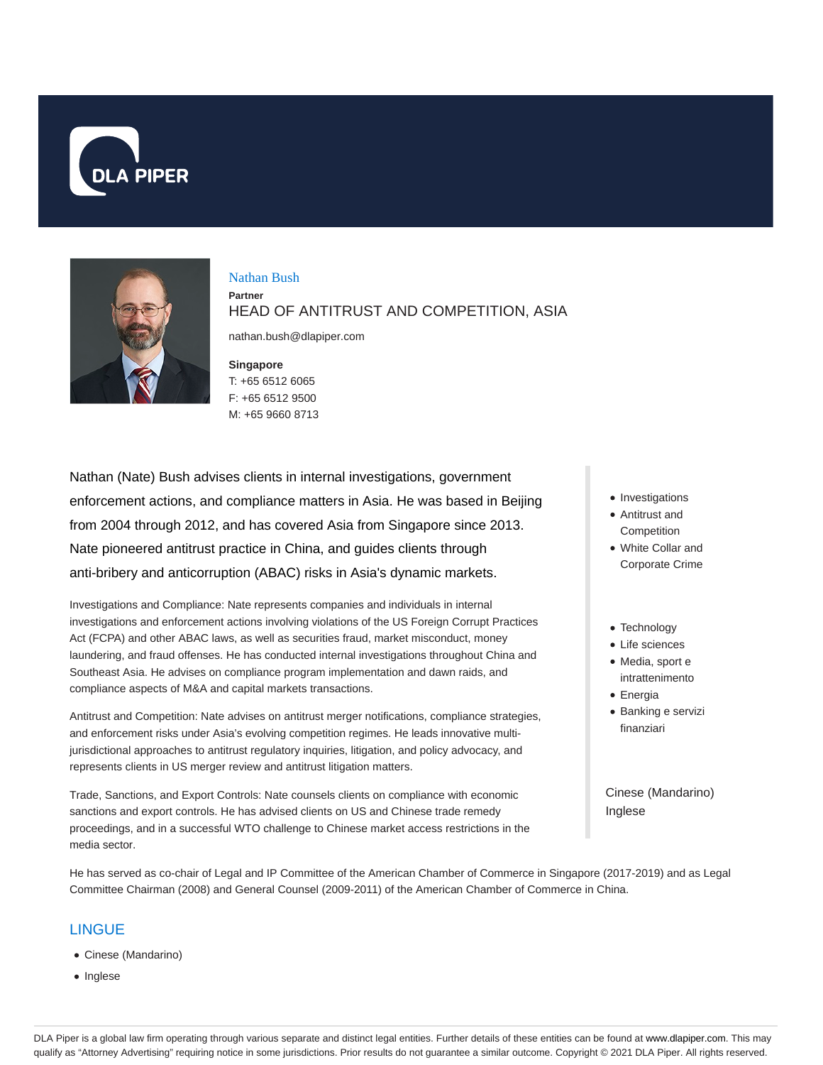DLA PIPER

Nathan Bush

**Partner**

HEAD OF ANTITRUST AND COMPETITION, ASIA

nathan.bush@dlapiper.com

**Singapore**
T: +65 6512 6065
F: +65 6512 9500
M: +65 9660 8713

Nathan (Nate) Bush advises clients in internal investigations, government enforcement actions, and compliance matters in Asia. He was based in Beijing from 2004 through 2012, and has covered Asia from Singapore since 2013. Nate pioneered antitrust practice in China, and guides clients through anti-bribery and anticorruption (ABAC) risks in Asia's dynamic markets.

Investigations and Compliance: Nate represents companies and individuals in internal investigations and enforcement actions involving violations of the US Foreign Corrupt Practices Act (FCPA) and other ABAC laws, as well as securities fraud, market misconduct, money laundering, and fraud offenses. He has conducted internal investigations throughout China and Southeast Asia. He advises on compliance program implementation and dawn raids, and compliance aspects of M&A and capital markets transactions.

Antitrust and Competition: Nate advises on antitrust merger notifications, compliance strategies, and enforcement risks under Asia's evolving competition regimes. He leads innovative multi-jurisdictional approaches to antitrust regulatory inquiries, litigation, and policy advocacy, and represents clients in US merger review and antitrust litigation matters.

Trade, Sanctions, and Export Controls: Nate counsels clients on compliance with economic sanctions and export controls. He has advised clients on US and Chinese trade remedy proceedings, and in a successful WTO challenge to Chinese market access restrictions in the media sector.

- Investigations
- Antitrust and Competition
- White Collar and Corporate Crime

- Technology
- Life sciences
- Media, sport e intrattenimento
- Energia
- Banking e servizi finanziari

Cinese (Mandarino)
Inglese

He has served as co-chair of Legal and IP Committee of the American Chamber of Commerce in Singapore (2017-2019) and as Legal Committee Chairman (2008) and General Counsel (2009-2011) of the American Chamber of Commerce in China.

## LINGUE

- Cinese (Mandarino)
- Inglese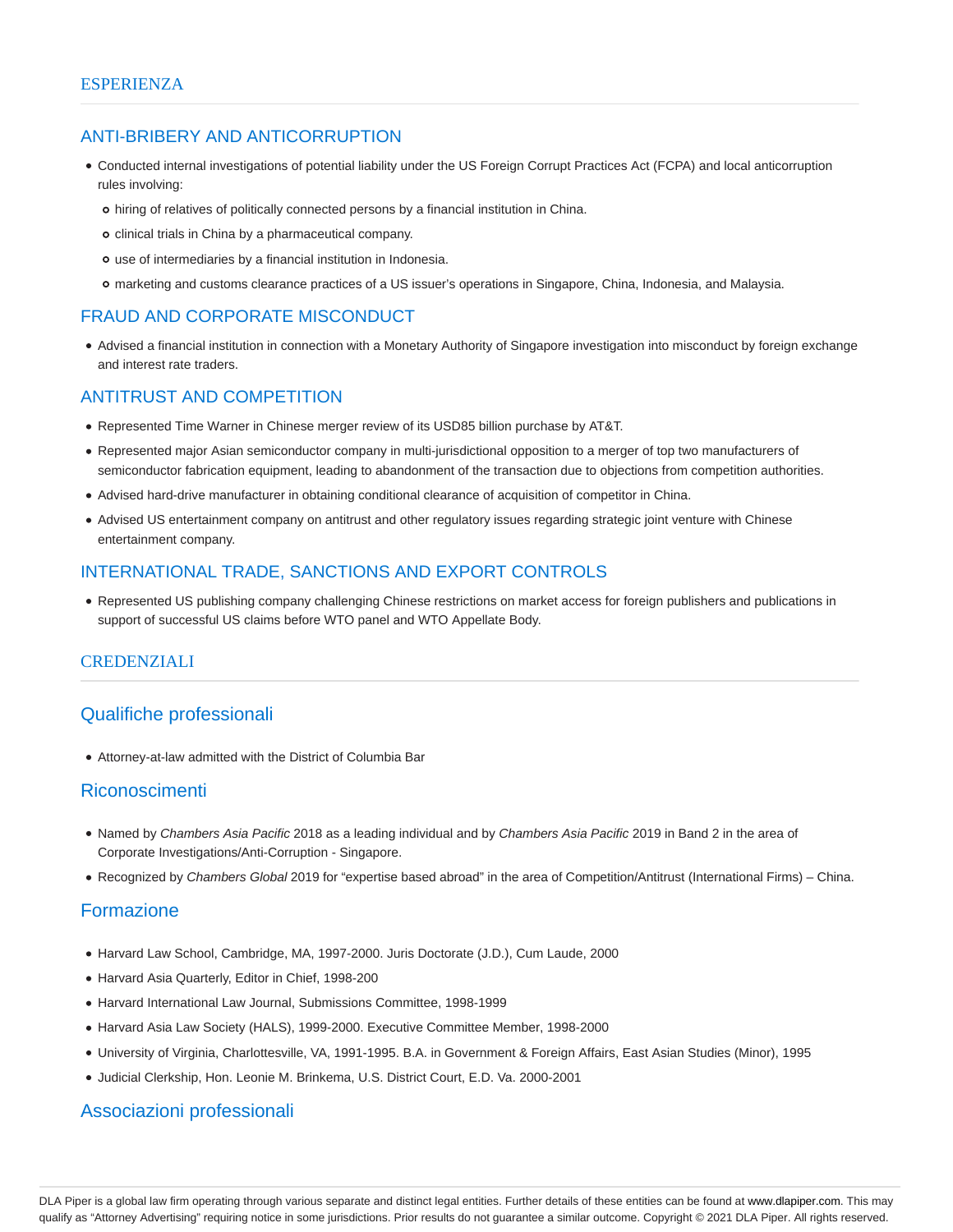## ESPERIENZA

### ANTI-BRIBERY AND ANTICORRUPTION

- Conducted internal investigations of potential liability under the US Foreign Corrupt Practices Act (FCPA) and local anticorruption rules involving:
  - hiring of relatives of politically connected persons by a financial institution in China.
  - clinical trials in China by a pharmaceutical company.
  - use of intermediaries by a financial institution in Indonesia.
  - marketing and customs clearance practices of a US issuer's operations in Singapore, China, Indonesia, and Malaysia.

### FRAUD AND CORPORATE MISCONDUCT

- Advised a financial institution in connection with a Monetary Authority of Singapore investigation into misconduct by foreign exchange and interest rate traders.

### ANTITRUST AND COMPETITION

- Represented Time Warner in Chinese merger review of its USD85 billion purchase by AT&T.
- Represented major Asian semiconductor company in multi-jurisdictional opposition to a merger of top two manufacturers of semiconductor fabrication equipment, leading to abandonment of the transaction due to objections from competition authorities.
- Advised hard-drive manufacturer in obtaining conditional clearance of acquisition of competitor in China.
- Advised US entertainment company on antitrust and other regulatory issues regarding strategic joint venture with Chinese entertainment company.

### INTERNATIONAL TRADE, SANCTIONS AND EXPORT CONTROLS

- Represented US publishing company challenging Chinese restrictions on market access for foreign publishers and publications in support of successful US claims before WTO panel and WTO Appellate Body.

## CREDENZIALI

### Qualifiche professionali

- Attorney-at-law admitted with the District of Columbia Bar

### Riconoscimenti

- Named by *Chambers Asia Pacific* 2018 as a leading individual and by *Chambers Asia Pacific* 2019 in Band 2 in the area of Corporate Investigations/Anti-Corruption - Singapore.
- Recognized by *Chambers Global* 2019 for "expertise based abroad" in the area of Competition/Antitrust (International Firms) – China.

### Formazione

- Harvard Law School, Cambridge, MA, 1997-2000. Juris Doctorate (J.D.), Cum Laude, 2000
- Harvard Asia Quarterly, Editor in Chief, 1998-200
- Harvard International Law Journal, Submissions Committee, 1998-1999
- Harvard Asia Law Society (HALS), 1999-2000. Executive Committee Member, 1998-2000
- University of Virginia, Charlottesville, VA, 1991-1995. B.A. in Government & Foreign Affairs, East Asian Studies (Minor), 1995
- Judicial Clerkship, Hon. Leonie M. Brinkema, U.S. District Court, E.D. Va. 2000-2001

### Associazioni professionali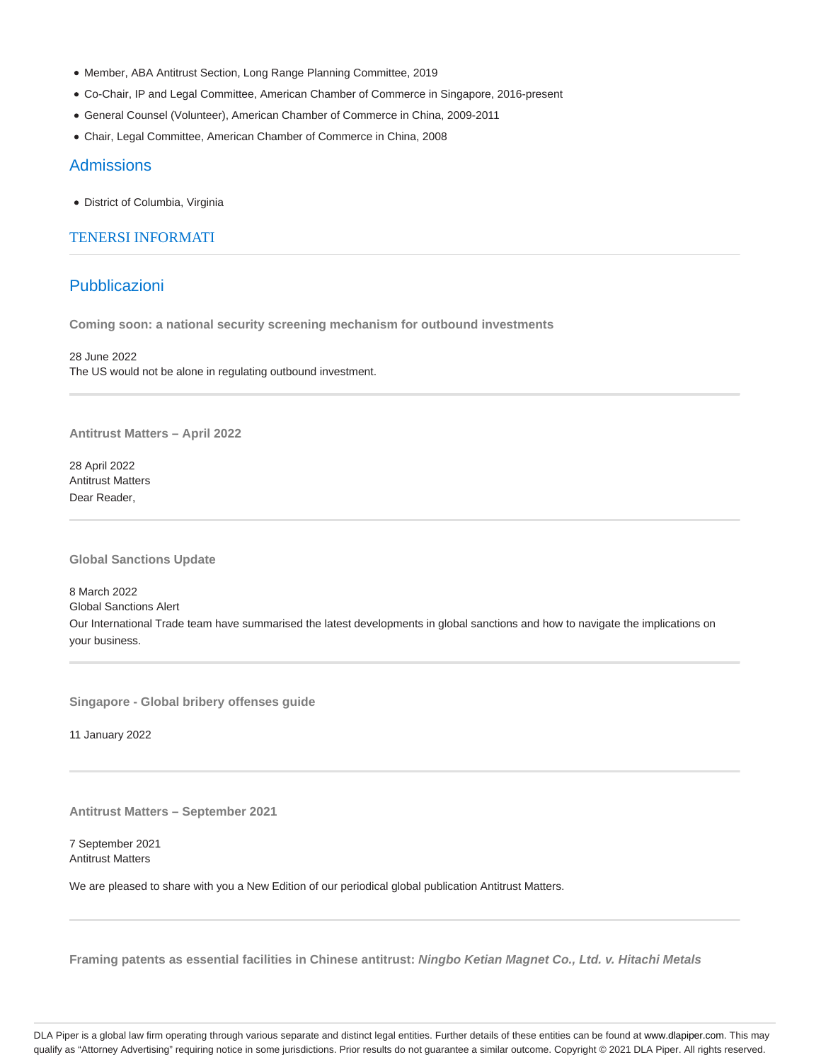- Member, ABA Antitrust Section, Long Range Planning Committee, 2019
- Co-Chair, IP and Legal Committee, American Chamber of Commerce in Singapore, 2016-present
- General Counsel (Volunteer), American Chamber of Commerce in China, 2009-2011
- Chair, Legal Committee, American Chamber of Commerce in China, 2008

## Admissions

- District of Columbia, Virginia

TENERSI INFORMATI

## Pubblicazioni

**Coming soon: a national security screening mechanism for outbound investments**

28 June 2022
The US would not be alone in regulating outbound investment.

---

**Antitrust Matters – April 2022**

28 April 2022
Antitrust Matters
Dear Reader,

---

**Global Sanctions Update**

8 March 2022
Global Sanctions Alert
Our International Trade team have summarised the latest developments in global sanctions and how to navigate the implications on your business.

---

**Singapore - Global bribery offenses guide**

11 January 2022

---

**Antitrust Matters – September 2021**

7 September 2021
Antitrust Matters

We are pleased to share with you a New Edition of our periodical global publication Antitrust Matters.

---

**Framing patents as essential facilities in Chinese antitrust: *Ningbo Ketian Magnet Co., Ltd. v. Hitachi Metals***

DLA Piper is a global law firm operating through various separate and distinct legal entities. Further details of these entities can be found at www.dlapiper.com. This may qualify as "Attorney Advertising" requiring notice in some jurisdictions. Prior results do not guarantee a similar outcome. Copyright © 2021 DLA Piper. All rights reserved.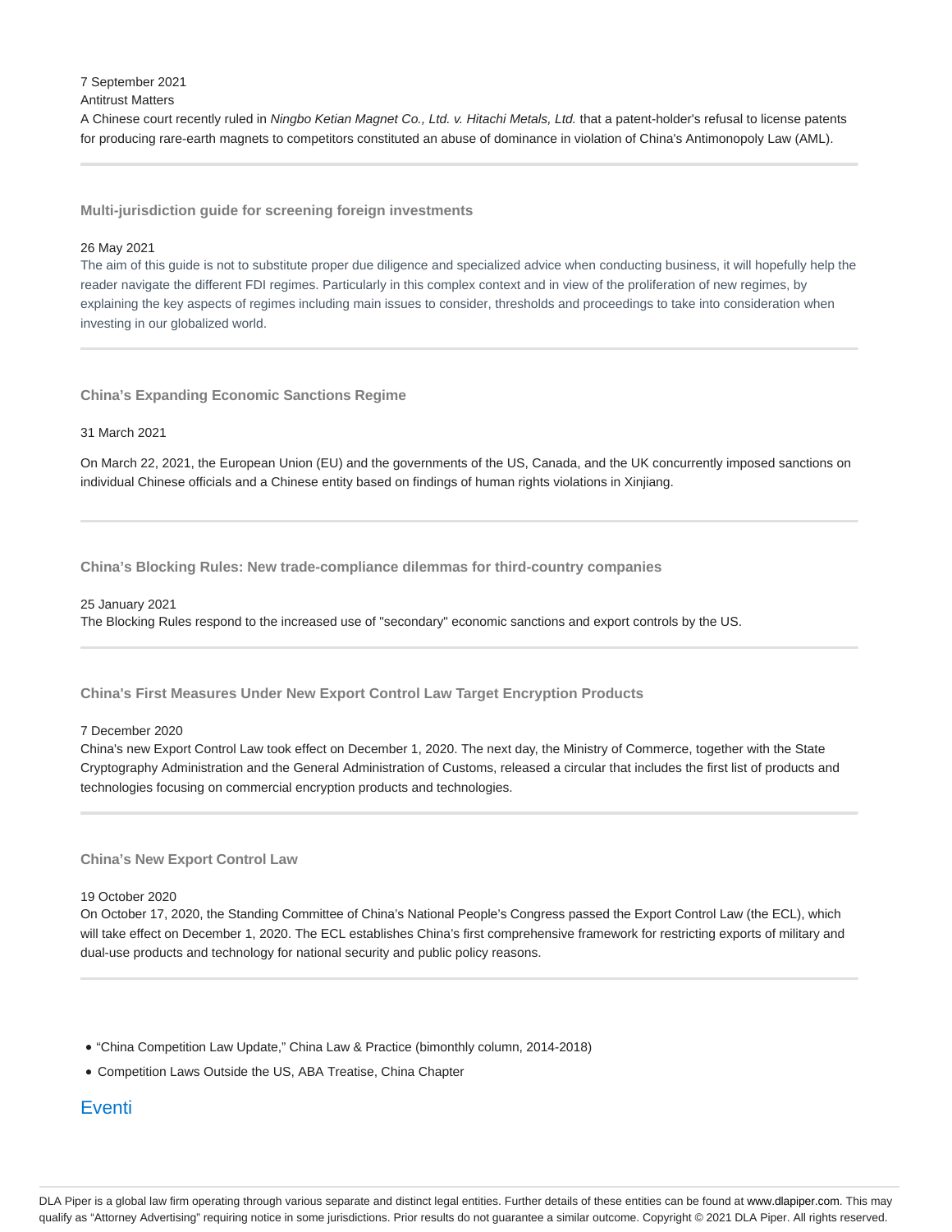7 September 2021

Antitrust Matters

A Chinese court recently ruled in *Ningbo Ketian Magnet Co., Ltd. v. Hitachi Metals, Ltd.* that a patent-holder's refusal to license patents for producing rare-earth magnets to competitors constituted an abuse of dominance in violation of China's Antimonopoly Law (AML).

---

### Multi-jurisdiction guide for screening foreign investments

26 May 2021

The aim of this guide is not to substitute proper due diligence and specialized advice when conducting business, it will hopefully help the reader navigate the different FDI regimes. Particularly in this complex context and in view of the proliferation of new regimes, by explaining the key aspects of regimes including main issues to consider, thresholds and proceedings to take into consideration when investing in our globalized world.

---

### China's Expanding Economic Sanctions Regime

31 March 2021

On March 22, 2021, the European Union (EU) and the governments of the US, Canada, and the UK concurrently imposed sanctions on individual Chinese officials and a Chinese entity based on findings of human rights violations in Xinjiang.

---

### China's Blocking Rules: New trade-compliance dilemmas for third-country companies

25 January 2021

The Blocking Rules respond to the increased use of "secondary" economic sanctions and export controls by the US.

---

### China's First Measures Under New Export Control Law Target Encryption Products

7 December 2020

China's new Export Control Law took effect on December 1, 2020. The next day, the Ministry of Commerce, together with the State Cryptography Administration and the General Administration of Customs, released a circular that includes the first list of products and technologies focusing on commercial encryption products and technologies.

---

### China's New Export Control Law

19 October 2020

On October 17, 2020, the Standing Committee of China's National People's Congress passed the Export Control Law (the ECL), which will take effect on December 1, 2020. The ECL establishes China's first comprehensive framework for restricting exports of military and dual-use products and technology for national security and public policy reasons.

---

- "China Competition Law Update," China Law & Practice (bimonthly column, 2014-2018)
- Competition Laws Outside the US, ABA Treatise, China Chapter

## Eventi

DLA Piper is a global law firm operating through various separate and distinct legal entities. Further details of these entities can be found at www.dlapiper.com. This may qualify as "Attorney Advertising" requiring notice in some jurisdictions. Prior results do not guarantee a similar outcome. Copyright © 2021 DLA Piper. All rights reserved.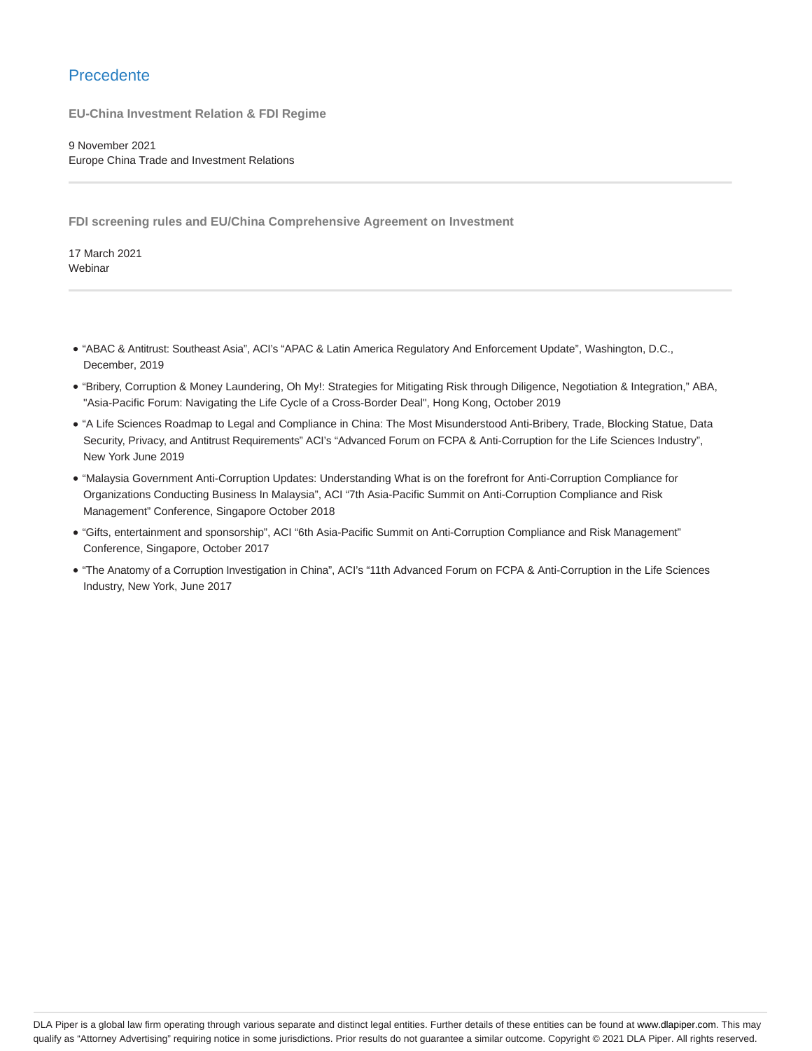## Precedente

**EU-China Investment Relation & FDI Regime**

9 November 2021
Europe China Trade and Investment Relations

---

**FDI screening rules and EU/China Comprehensive Agreement on Investment**

17 March 2021
Webinar

---

- "ABAC & Antitrust: Southeast Asia", ACI's "APAC & Latin America Regulatory And Enforcement Update", Washington, D.C., December, 2019
- "Bribery, Corruption & Money Laundering, Oh My!: Strategies for Mitigating Risk through Diligence, Negotiation & Integration," ABA, "Asia-Pacific Forum: Navigating the Life Cycle of a Cross-Border Deal", Hong Kong, October 2019
- "A Life Sciences Roadmap to Legal and Compliance in China: The Most Misunderstood Anti-Bribery, Trade, Blocking Statue, Data Security, Privacy, and Antitrust Requirements" ACI's "Advanced Forum on FCPA & Anti-Corruption for the Life Sciences Industry", New York June 2019
- "Malaysia Government Anti-Corruption Updates: Understanding What is on the forefront for Anti-Corruption Compliance for Organizations Conducting Business In Malaysia", ACI "7th Asia-Pacific Summit on Anti-Corruption Compliance and Risk Management" Conference, Singapore October 2018
- "Gifts, entertainment and sponsorship", ACI "6th Asia-Pacific Summit on Anti-Corruption Compliance and Risk Management" Conference, Singapore, October 2017
- "The Anatomy of a Corruption Investigation in China", ACI's "11th Advanced Forum on FCPA & Anti-Corruption in the Life Sciences Industry, New York, June 2017

DLA Piper is a global law firm operating through various separate and distinct legal entities. Further details of these entities can be found at www.dlapiper.com. This may qualify as "Attorney Advertising" requiring notice in some jurisdictions. Prior results do not guarantee a similar outcome. Copyright © 2021 DLA Piper. All rights reserved.